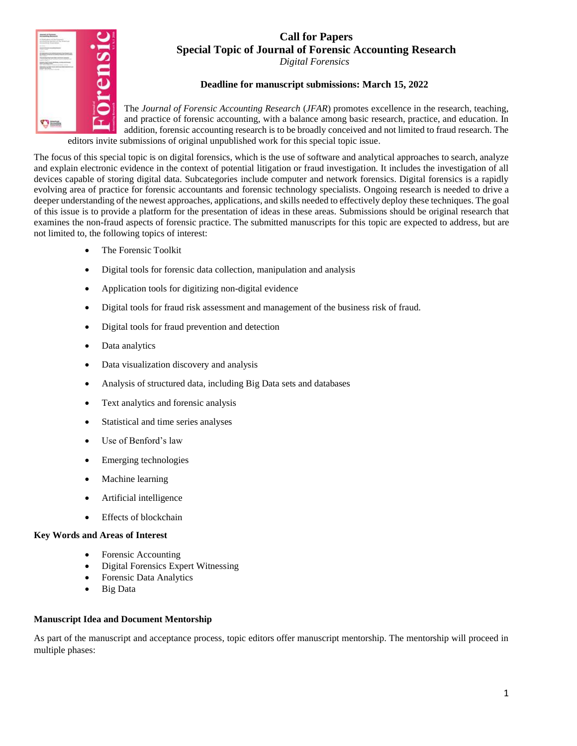# Call for Papers
## Special Topic of Journal of Forensic Accounting Research
*Digital Forensics*

**Deadline for manuscript submissions: March 15, 2022**

The *Journal of Forensic Accounting Research* (*JFAR*) promotes excellence in the research, teaching, and practice of forensic accounting, with a balance among basic research, practice, and education. In addition, forensic accounting research is to be broadly conceived and not limited to fraud research. The editors invite submissions of original unpublished work for this special topic issue.

The focus of this special topic is on digital forensics, which is the use of software and analytical approaches to search, analyze and explain electronic evidence in the context of potential litigation or fraud investigation. It includes the investigation of all devices capable of storing digital data. Subcategories include computer and network forensics. Digital forensics is a rapidly evolving area of practice for forensic accountants and forensic technology specialists. Ongoing research is needed to drive a deeper understanding of the newest approaches, applications, and skills needed to effectively deploy these techniques. The goal of this issue is to provide a platform for the presentation of ideas in these areas. Submissions should be original research that examines the non-fraud aspects of forensic practice. The submitted manuscripts for this topic are expected to address, but are not limited to, the following topics of interest:

- The Forensic Toolkit
- Digital tools for forensic data collection, manipulation and analysis
- Application tools for digitizing non-digital evidence
- Digital tools for fraud risk assessment and management of the business risk of fraud.
- Digital tools for fraud prevention and detection
- Data analytics
- Data visualization discovery and analysis
- Analysis of structured data, including Big Data sets and databases
- Text analytics and forensic analysis
- Statistical and time series analyses
- Use of Benford's law
- Emerging technologies
- Machine learning
- Artificial intelligence
- Effects of blockchain

**Key Words and Areas of Interest**

- Forensic Accounting
- Digital Forensics Expert Witnessing
- Forensic Data Analytics
- Big Data

**Manuscript Idea and Document Mentorship**

As part of the manuscript and acceptance process, topic editors offer manuscript mentorship. The mentorship will proceed in multiple phases: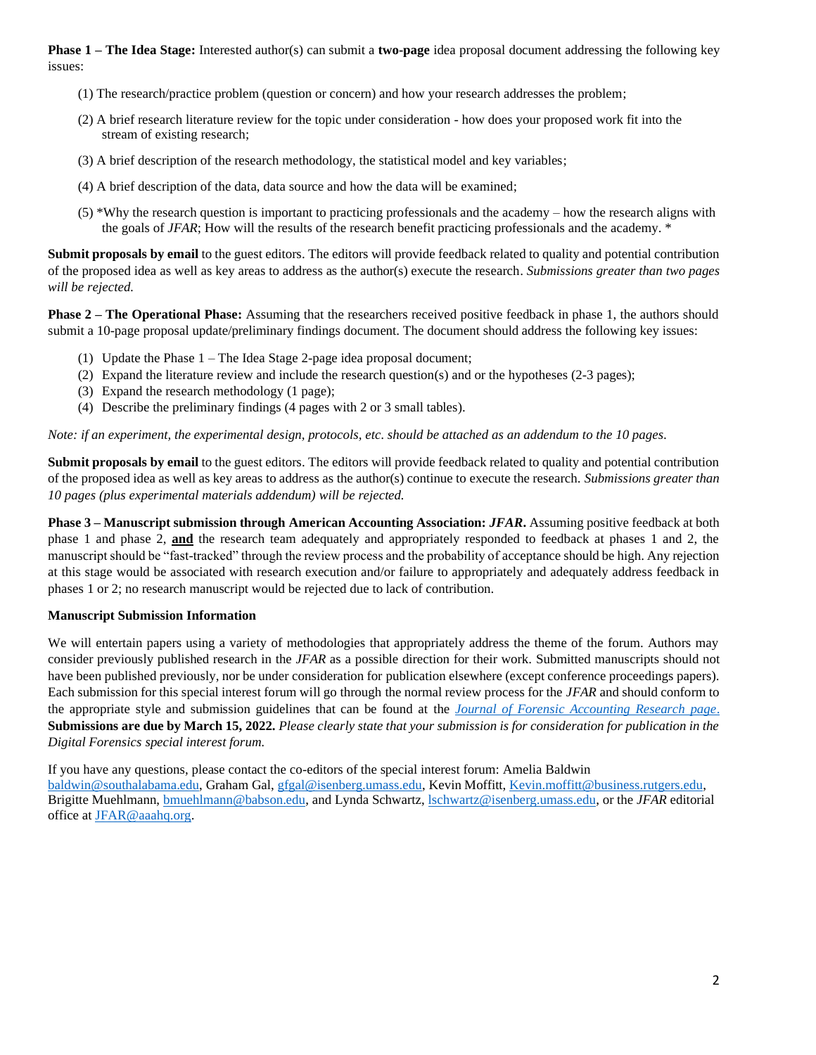**Phase 1 – The Idea Stage:** Interested author(s) can submit a **two-page** idea proposal document addressing the following key issues:

(1) The research/practice problem (question or concern) and how your research addresses the problem;

(2) A brief research literature review for the topic under consideration - how does your proposed work fit into the stream of existing research;

(3) A brief description of the research methodology, the statistical model and key variables;

(4) A brief description of the data, data source and how the data will be examined;

(5) *Why the research question is important to practicing professionals and the academy – how the research aligns with the goals of *JFAR*; How will the results of the research benefit practicing professionals and the academy. *

**Submit proposals by email** to the guest editors. The editors will provide feedback related to quality and potential contribution of the proposed idea as well as key areas to address as the author(s) execute the research. *Submissions greater than two pages will be rejected.*

**Phase 2 – The Operational Phase:** Assuming that the researchers received positive feedback in phase 1, the authors should submit a 10-page proposal update/preliminary findings document. The document should address the following key issues:

1. Update the Phase 1 – The Idea Stage 2-page idea proposal document;
2. Expand the literature review and include the research question(s) and or the hypotheses (2-3 pages);
3. Expand the research methodology (1 page);
4. Describe the preliminary findings (4 pages with 2 or 3 small tables).

*Note: if an experiment, the experimental design, protocols, etc. should be attached as an addendum to the 10 pages.*

**Submit proposals by email** to the guest editors. The editors will provide feedback related to quality and potential contribution of the proposed idea as well as key areas to address as the author(s) continue to execute the research. *Submissions greater than 10 pages (plus experimental materials addendum) will be rejected.*

**Phase 3 – Manuscript submission through American Accounting Association: *JFAR*.** Assuming positive feedback at both phase 1 and phase 2, **and** the research team adequately and appropriately responded to feedback at phases 1 and 2, the manuscript should be "fast-tracked" through the review process and the probability of acceptance should be high. Any rejection at this stage would be associated with research execution and/or failure to appropriately and adequately address feedback in phases 1 or 2; no research manuscript would be rejected due to lack of contribution.

**Manuscript Submission Information**

We will entertain papers using a variety of methodologies that appropriately address the theme of the forum. Authors may consider previously published research in the *JFAR* as a possible direction for their work. Submitted manuscripts should not have been published previously, nor be under consideration for publication elsewhere (except conference proceedings papers). Each submission for this special interest forum will go through the normal review process for the *JFAR* and should conform to the appropriate style and submission guidelines that can be found at the *Journal of Forensic Accounting Research page*. **Submissions are due by March 15, 2022.** *Please clearly state that your submission is for consideration for publication in the Digital Forensics special interest forum.*

If you have any questions, please contact the co-editors of the special interest forum: Amelia Baldwin baldwin@southalabama.edu, Graham Gal, gfgal@isenberg.umass.edu, Kevin Moffitt, Kevin.moffitt@business.rutgers.edu, Brigitte Muehlmann, bmuehlmann@babson.edu, and Lynda Schwartz, lschwartz@isenberg.umass.edu, or the *JFAR* editorial office at JFAR@aaahq.org.